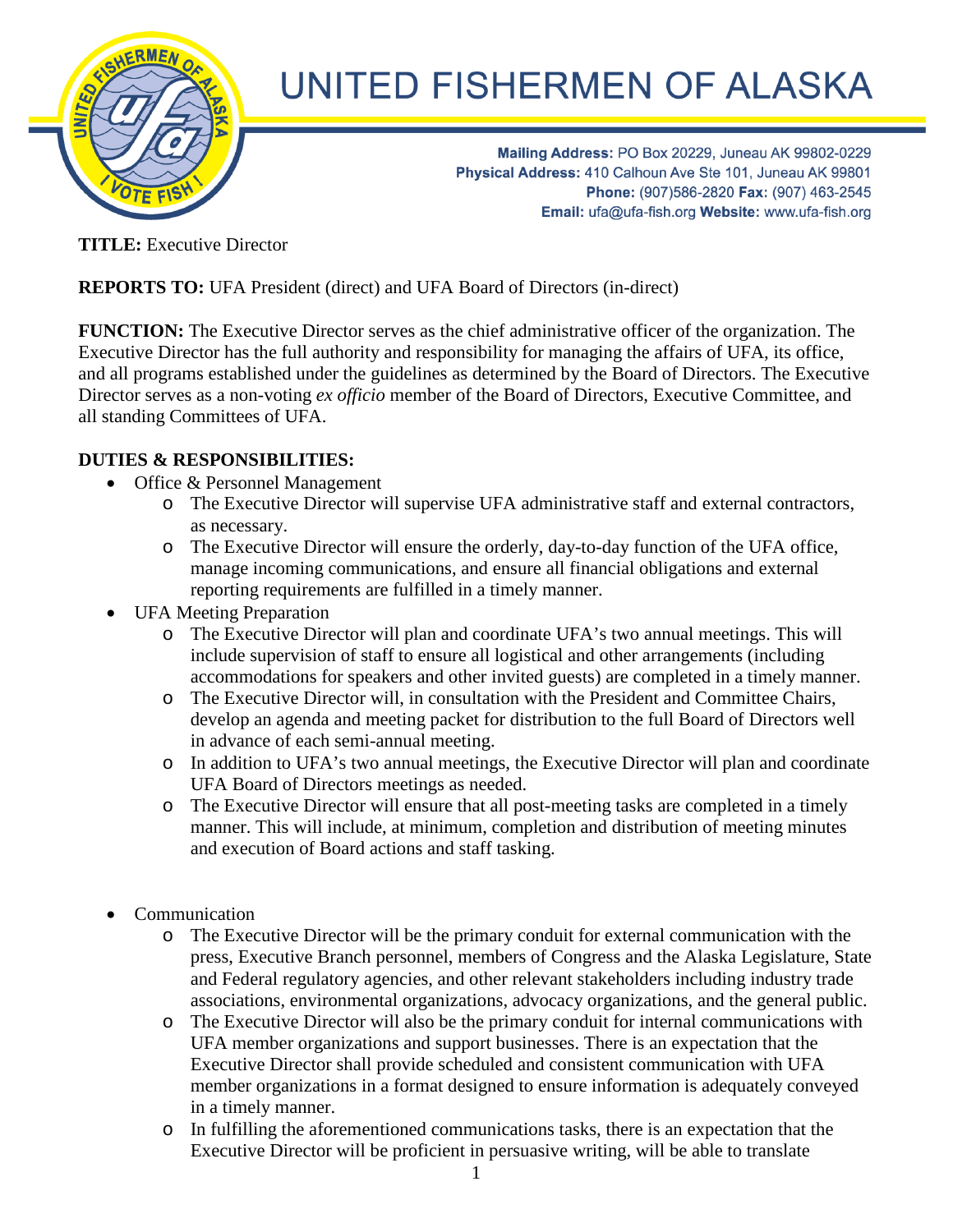# UNITED FISHERMEN OF ALASKA

**Mailing Address:** PO Box 20229, Juneau AK 99802-0229
**Physical Address:** 410 Calhoun Ave Ste 101, Juneau AK 99801
**Phone:** (907)586-2820 **Fax:** (907) 463-2545
**Email:** ufa@ufa-fish.org **Website:** www.ufa-fish.org

**TITLE:** Executive Director

**REPORTS TO:** UFA President (direct) and UFA Board of Directors (in-direct)

**FUNCTION:** The Executive Director serves as the chief administrative officer of the organization. The Executive Director has the full authority and responsibility for managing the affairs of UFA, its office, and all programs established under the guidelines as determined by the Board of Directors. The Executive Director serves as a non-voting *ex officio* member of the Board of Directors, Executive Committee, and all standing Committees of UFA.

**DUTIES & RESPONSIBILITIES:**

- Office & Personnel Management
  - The Executive Director will supervise UFA administrative staff and external contractors, as necessary.
  - The Executive Director will ensure the orderly, day-to-day function of the UFA office, manage incoming communications, and ensure all financial obligations and external reporting requirements are fulfilled in a timely manner.
- UFA Meeting Preparation
  - The Executive Director will plan and coordinate UFA's two annual meetings. This will include supervision of staff to ensure all logistical and other arrangements (including accommodations for speakers and other invited guests) are completed in a timely manner.
  - The Executive Director will, in consultation with the President and Committee Chairs, develop an agenda and meeting packet for distribution to the full Board of Directors well in advance of each semi-annual meeting.
  - In addition to UFA's two annual meetings, the Executive Director will plan and coordinate UFA Board of Directors meetings as needed.
  - The Executive Director will ensure that all post-meeting tasks are completed in a timely manner. This will include, at minimum, completion and distribution of meeting minutes and execution of Board actions and staff tasking.
- Communication
  - The Executive Director will be the primary conduit for external communication with the press, Executive Branch personnel, members of Congress and the Alaska Legislature, State and Federal regulatory agencies, and other relevant stakeholders including industry trade associations, environmental organizations, advocacy organizations, and the general public.
  - The Executive Director will also be the primary conduit for internal communications with UFA member organizations and support businesses. There is an expectation that the Executive Director shall provide scheduled and consistent communication with UFA member organizations in a format designed to ensure information is adequately conveyed in a timely manner.
  - In fulfilling the aforementioned communications tasks, there is an expectation that the Executive Director will be proficient in persuasive writing, will be able to translate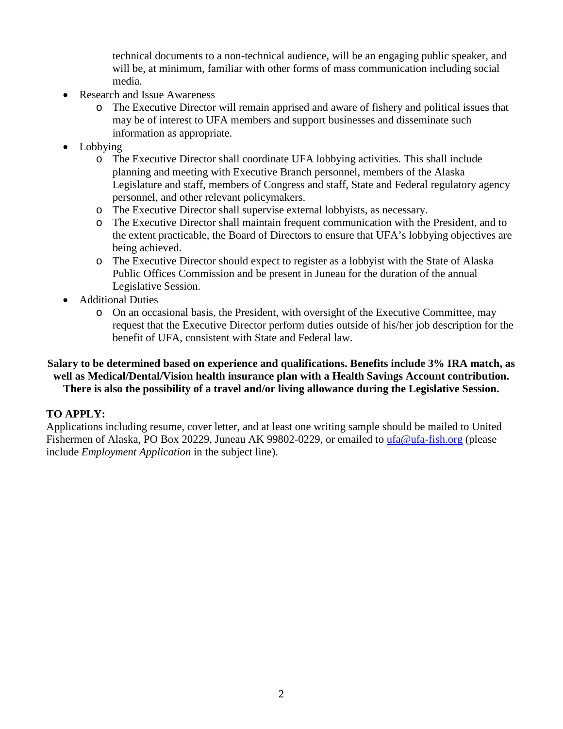technical documents to a non-technical audience, will be an engaging public speaker, and will be, at minimum, familiar with other forms of mass communication including social media.

- Research and Issue Awareness
  - The Executive Director will remain apprised and aware of fishery and political issues that may be of interest to UFA members and support businesses and disseminate such information as appropriate.
- Lobbying
  - The Executive Director shall coordinate UFA lobbying activities. This shall include planning and meeting with Executive Branch personnel, members of the Alaska Legislature and staff, members of Congress and staff, State and Federal regulatory agency personnel, and other relevant policymakers.
  - The Executive Director shall supervise external lobbyists, as necessary.
  - The Executive Director shall maintain frequent communication with the President, and to the extent practicable, the Board of Directors to ensure that UFA's lobbying objectives are being achieved.
  - The Executive Director should expect to register as a lobbyist with the State of Alaska Public Offices Commission and be present in Juneau for the duration of the annual Legislative Session.
- Additional Duties
  - On an occasional basis, the President, with oversight of the Executive Committee, may request that the Executive Director perform duties outside of his/her job description for the benefit of UFA, consistent with State and Federal law.

**Salary to be determined based on experience and qualifications. Benefits include 3% IRA match, as well as Medical/Dental/Vision health insurance plan with a Health Savings Account contribution. There is also the possibility of a travel and/or living allowance during the Legislative Session.**

**TO APPLY:**

Applications including resume, cover letter, and at least one writing sample should be mailed to United Fishermen of Alaska, PO Box 20229, Juneau AK 99802-0229, or emailed to ufa@ufa-fish.org (please include *Employment Application* in the subject line).